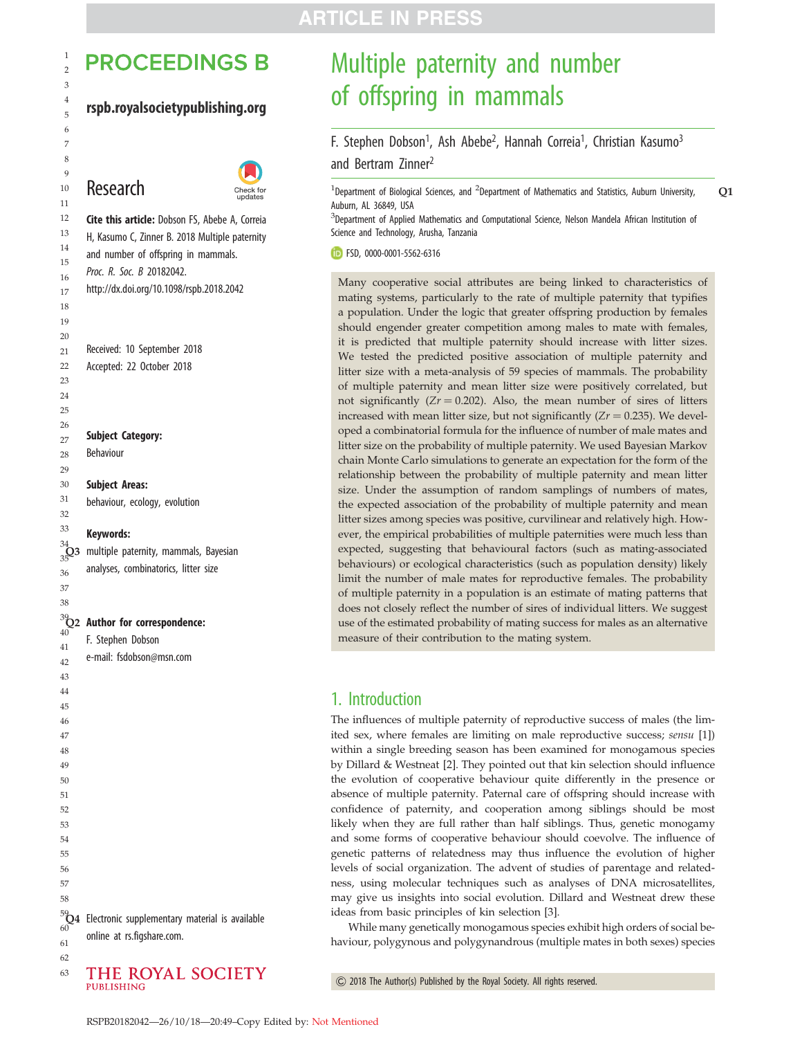# PROCEEDINGS B

rspb.royalsocietypublishing.org

## Research

**Cite this article:** Dobson FS, Abebe A, Correia H, Kasumo C, Zinner B. 2018 Multiple paternity and number of offspring in mammals. *Proc. R. Soc. B* 20182042. http://dx.doi.org/10.1098/rspb.2018.2042

Received: 10 September 2018
Accepted: 22 October 2018

**Subject Category:**
Behaviour

**Subject Areas:**
behaviour, ecology, evolution

**Keywords:**
multiple paternity, mammals, Bayesian analyses, combinatorics, litter size

**Author for correspondence:**
F. Stephen Dobson
e-mail: fsdobson@msn.com

Electronic supplementary material is available online at rs.figshare.com.

# Multiple paternity and number of offspring in mammals

F. Stephen Dobson[1], Ash Abebe[2], Hannah Correia[1], Christian Kasumo[3] and Bertram Zinner[2]

[1]Department of Biological Sciences, and [2]Department of Mathematics and Statistics, Auburn University, Auburn, AL 36849, USA
[3]Department of Applied Mathematics and Computational Science, Nelson Mandela African Institution of Science and Technology, Arusha, Tanzania

FSD, 0000-0001-5562-6316

Many cooperative social attributes are being linked to characteristics of mating systems, particularly to the rate of multiple paternity that typifies a population. Under the logic that greater offspring production by females should engender greater competition among males to mate with females, it is predicted that multiple paternity should increase with litter sizes. We tested the predicted positive association of multiple paternity and litter size with a meta-analysis of 59 species of mammals. The probability of multiple paternity and mean litter size were positively correlated, but not significantly ($Zr = 0.202$). Also, the mean number of sires of litters increased with mean litter size, but not significantly ($Zr = 0.235$). We developed a combinatorial formula for the influence of number of male mates and litter size on the probability of multiple paternity. We used Bayesian Markov chain Monte Carlo simulations to generate an expectation for the form of the relationship between the probability of multiple paternity and mean litter size. Under the assumption of random samplings of numbers of mates, the expected association of the probability of multiple paternity and mean litter sizes among species was positive, curvilinear and relatively high. However, the empirical probabilities of multiple paternities were much less than expected, suggesting that behavioural factors (such as mating-associated behaviours) or ecological characteristics (such as population density) likely limit the number of male mates for reproductive females. The probability of multiple paternity in a population is an estimate of mating patterns that does not closely reflect the number of sires of individual litters. We suggest use of the estimated probability of mating success for males as an alternative measure of their contribution to the mating system.

## 1. Introduction

The influences of multiple paternity of reproductive success of males (the limited sex, where females are limiting on male reproductive success; *sensu* [1]) within a single breeding season has been examined for monogamous species by Dillard & Westneat [2]. They pointed out that kin selection should influence the evolution of cooperative behaviour quite differently in the presence or absence of multiple paternity. Paternal care of offspring should increase with confidence of paternity, and cooperation among siblings should be most likely when they are full rather than half siblings. Thus, genetic monogamy and some forms of cooperative behaviour should coevolve. The influence of genetic patterns of relatedness may thus influence the evolution of higher levels of social organization. The advent of studies of parentage and relatedness, using molecular techniques such as analyses of DNA microsatellites, may give us insights into social evolution. Dillard and Westneat drew these ideas from basic principles of kin selection [3].

While many genetically monogamous species exhibit high orders of social behaviour, polygynous and polygynandrous (multiple mates in both sexes) species

© 2018 The Author(s) Published by the Royal Society. All rights reserved.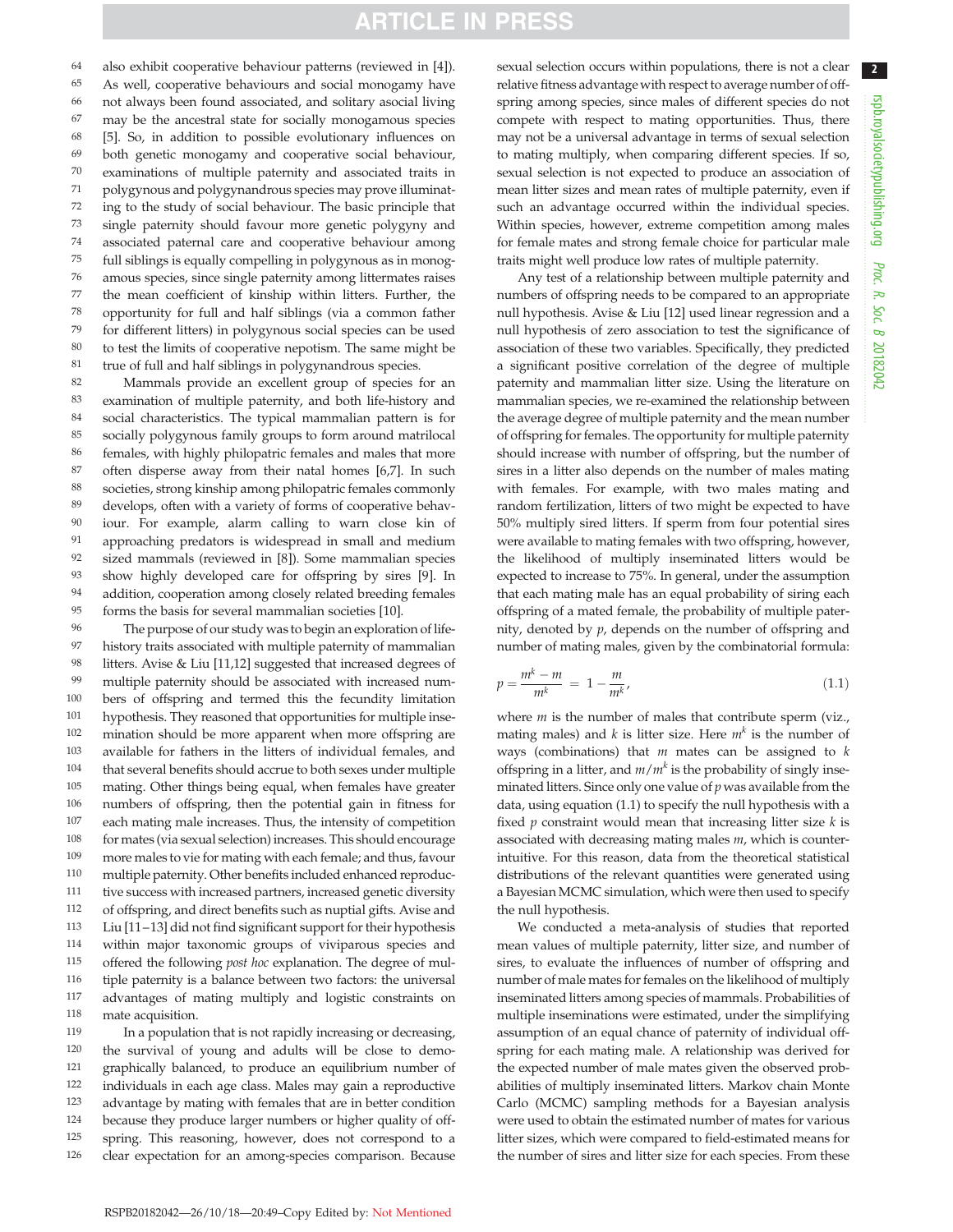also exhibit cooperative behaviour patterns (reviewed in [4]). As well, cooperative behaviours and social monogamy have not always been found associated, and solitary asocial living may be the ancestral state for socially monogamous species [5]. So, in addition to possible evolutionary influences on both genetic monogamy and cooperative social behaviour, examinations of multiple paternity and associated traits in polygynous and polygynandrous species may prove illuminating to the study of social behaviour. The basic principle that single paternity should favour more genetic polygyny and associated paternal care and cooperative behaviour among full siblings is equally compelling in polygynous as in monogamous species, since single paternity among littermates raises the mean coefficient of kinship within litters. Further, the opportunity for full and half siblings (via a common father for different litters) in polygynous social species can be used to test the limits of cooperative nepotism. The same might be true of full and half siblings in polygynandrous species.

Mammals provide an excellent group of species for an examination of multiple paternity, and both life-history and social characteristics. The typical mammalian pattern is for socially polygynous family groups to form around matrilocal females, with highly philopatric females and males that more often disperse away from their natal homes [6,7]. In such societies, strong kinship among philopatric females commonly develops, often with a variety of forms of cooperative behaviour. For example, alarm calling to warn close kin of approaching predators is widespread in small and medium sized mammals (reviewed in [8]). Some mammalian species show highly developed care for offspring by sires [9]. In addition, cooperation among closely related breeding females forms the basis for several mammalian societies [10].

The purpose of our study was to begin an exploration of life-history traits associated with multiple paternity of mammalian litters. Avise & Liu [11,12] suggested that increased degrees of multiple paternity should be associated with increased numbers of offspring and termed this the fecundity limitation hypothesis. They reasoned that opportunities for multiple insemination should be more apparent when more offspring are available for fathers in the litters of individual females, and that several benefits should accrue to both sexes under multiple mating. Other things being equal, when females have greater numbers of offspring, then the potential gain in fitness for each mating male increases. Thus, the intensity of competition for mates (via sexual selection) increases. This should encourage more males to vie for mating with each female; and thus, favour multiple paternity. Other benefits included enhanced reproductive success with increased partners, increased genetic diversity of offspring, and direct benefits such as nuptial gifts. Avise and Liu [11–13] did not find significant support for their hypothesis within major taxonomic groups of viviparous species and offered the following *post hoc* explanation. The degree of multiple paternity is a balance between two factors: the universal advantages of mating multiply and logistic constraints on mate acquisition.

In a population that is not rapidly increasing or decreasing, the survival of young and adults will be close to demographically balanced, to produce an equilibrium number of individuals in each age class. Males may gain a reproductive advantage by mating with females that are in better condition because they produce larger numbers or higher quality of offspring. This reasoning, however, does not correspond to a clear expectation for an among-species comparison. Because sexual selection occurs within populations, there is not a clear relative fitness advantage with respect to average number of offspring among species, since males of different species do not compete with respect to mating opportunities. Thus, there may not be a universal advantage in terms of sexual selection to mating multiply, when comparing different species. If so, sexual selection is not expected to produce an association of mean litter sizes and mean rates of multiple paternity, even if such an advantage occurred within the individual species. Within species, however, extreme competition among males for female mates and strong female choice for particular male traits might well produce low rates of multiple paternity.

Any test of a relationship between multiple paternity and numbers of offspring needs to be compared to an appropriate null hypothesis. Avise & Liu [12] used linear regression and a null hypothesis of zero association to test the significance of association of these two variables. Specifically, they predicted a significant positive correlation of the degree of multiple paternity and mammalian litter size. Using the literature on mammalian species, we re-examined the relationship between the average degree of multiple paternity and the mean number of offspring for females. The opportunity for multiple paternity should increase with number of offspring, but the number of sires in a litter also depends on the number of males mating with females. For example, with two males mating and random fertilization, litters of two might be expected to have 50% multiply sired litters. If sperm from four potential sires were available to mating females with two offspring, however, the likelihood of multiply inseminated litters would be expected to increase to 75%. In general, under the assumption that each mating male has an equal probability of siring each offspring of a mated female, the probability of multiple paternity, denoted by $p$, depends on the number of offspring and number of mating males, given by the combinatorial formula:

$$p = \frac{m^k - m}{m^k} = 1 - \frac{m}{m^k}, \tag{1.1}$$

where $m$ is the number of males that contribute sperm (viz., mating males) and $k$ is litter size. Here $m^k$ is the number of ways (combinations) that $m$ mates can be assigned to $k$ offspring in a litter, and $m/m^k$ is the probability of singly inseminated litters. Since only one value of $p$ was available from the data, using equation (1.1) to specify the null hypothesis with a fixed $p$ constraint would mean that increasing litter size $k$ is associated with decreasing mating males $m$, which is counterintuitive. For this reason, data from the theoretical statistical distributions of the relevant quantities were generated using a Bayesian MCMC simulation, which were then used to specify the null hypothesis.

We conducted a meta-analysis of studies that reported mean values of multiple paternity, litter size, and number of sires, to evaluate the influences of number of offspring and number of male mates for females on the likelihood of multiply inseminated litters among species of mammals. Probabilities of multiple inseminations were estimated, under the simplifying assumption of an equal chance of paternity of individual offspring for each mating male. A relationship was derived for the expected number of male mates given the observed probabilities of multiply inseminated litters. Markov chain Monte Carlo (MCMC) sampling methods for a Bayesian analysis were used to obtain the estimated number of mates for various litter sizes, which were compared to field-estimated means for the number of sires and litter size for each species. From these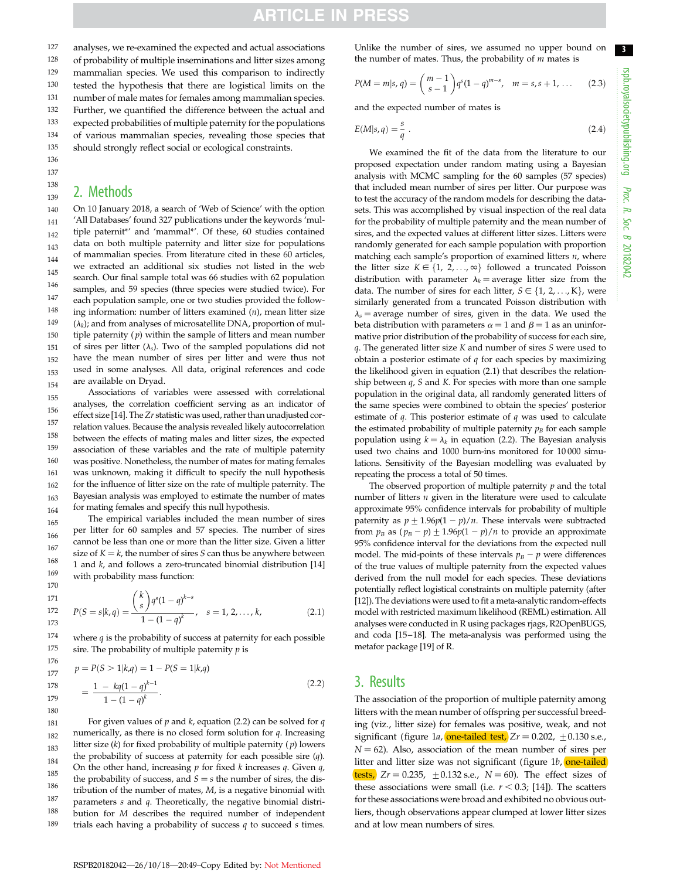analyses, we re-examined the expected and actual associations of probability of multiple inseminations and litter sizes among mammalian species. We used this comparison to indirectly tested the hypothesis that there are logistical limits on the number of male mates for females among mammalian species. Further, we quantified the difference between the actual and expected probabilities of multiple paternity for the populations of various mammalian species, revealing those species that should strongly reflect social or ecological constraints.

## 2. Methods

On 10 January 2018, a search of 'Web of Science' with the option 'All Databases' found 327 publications under the keywords 'multiple paternit*' and 'mammal*'. Of these, 60 studies contained data on both multiple paternity and litter size for populations of mammalian species. From literature cited in these 60 articles, we extracted an additional six studies not listed in the web search. Our final sample total was 66 studies with 62 population samples, and 59 species (three species were studied twice). For each population sample, one or two studies provided the following information: number of litters examined ($n$), mean litter size ($\lambda_k$); and from analyses of microsatellite DNA, proportion of multiple paternity ($p$) within the sample of litters and mean number of sires per litter ($\lambda_s$). Two of the sampled populations did not have the mean number of sires per litter and were thus not used in some analyses. All data, original references and code are available on Dryad.

Associations of variables were assessed with correlational analyses, the correlation coefficient serving as an indicator of effect size [14]. The $Zr$ statistic was used, rather than unadjusted correlation values. Because the analysis revealed likely autocorrelation between the effects of mating males and litter sizes, the expected association of these variables and the rate of multiple paternity was positive. Nonetheless, the number of mates for mating females was unknown, making it difficult to specify the null hypothesis for the influence of litter size on the rate of multiple paternity. The Bayesian analysis was employed to estimate the number of mates for mating females and specify this null hypothesis.

The empirical variables included the mean number of sires per litter for 60 samples and 57 species. The number of sires cannot be less than one or more than the litter size. Given a litter size of $K = k$, the number of sires $S$ can thus be anywhere between 1 and $k$, and follows a zero-truncated binomial distribution [14] with probability mass function:

$$P(S = s|k, q) = \frac{\binom{k}{s} q^s (1-q)^{k-s}}{1-(1-q)^k}, \quad s = 1, 2, \ldots, k, \tag{2.1}$$

where $q$ is the probability of success at paternity for each possible sire. The probability of multiple paternity $p$ is

$$p = P(S > 1|k,q) = 1 - P(S = 1|k,q)$$
$$= \frac{1 - kq(1-q)^{k-1}}{1-(1-q)^k}. \tag{2.2}$$

For given values of $p$ and $k$, equation (2.2) can be solved for $q$ numerically, as there is no closed form solution for $q$. Increasing litter size ($k$) for fixed probability of multiple paternity ($p$) lowers the probability of success at paternity for each possible sire ($q$). On the other hand, increasing $p$ for fixed $k$ increases $q$. Given $q$, the probability of success, and $S = s$ the number of sires, the distribution of the number of mates, $M$, is a negative binomial with parameters $s$ and $q$. Theoretically, the negative binomial distribution for $M$ describes the required number of independent trials each having a probability of success $q$ to succeed $s$ times. Unlike the number of sires, we assumed no upper bound on the number of mates. Thus, the probability of $m$ mates is

$$P(M = m|s, q) = \binom{m-1}{s-1} q^s (1-q)^{m-s}, \quad m = s, s+1, \ldots \tag{2.3}$$

and the expected number of mates is

$$E(M|s, q) = \frac{s}{q}. \tag{2.4}$$

We examined the fit of the data from the literature to our proposed expectation under random mating using a Bayesian analysis with MCMC sampling for the 60 samples (57 species) that included mean number of sires per litter. Our purpose was to test the accuracy of the random models for describing the datasets. This was accomplished by visual inspection of the real data for the probability of multiple paternity and the mean number of sires, and the expected values at different litter sizes. Litters were randomly generated for each sample population with proportion matching each sample's proportion of examined litters $n$, where the litter size $K \in \{1, 2, \ldots, \infty\}$ followed a truncated Poisson distribution with parameter $\lambda_k$ = average litter size from the data. The number of sires for each litter, $S \in \{1, 2, \ldots, K\}$, were similarly generated from a truncated Poisson distribution with $\lambda_s$ = average number of sires, given in the data. We used the beta distribution with parameters $\alpha = 1$ and $\beta = 1$ as an uninformative prior distribution of the probability of success for each sire, $q$. The generated litter size $K$ and number of sires $S$ were used to obtain a posterior estimate of $q$ for each species by maximizing the likelihood given in equation (2.1) that describes the relationship between $q$, $S$ and $K$. For species with more than one sample population in the original data, all randomly generated litters of the same species were combined to obtain the species' posterior estimate of $q$. This posterior estimate of $q$ was used to calculate the estimated probability of multiple paternity $p_B$ for each sample population using $k = \lambda_k$ in equation (2.2). The Bayesian analysis used two chains and 1000 burn-ins monitored for 10 000 simulations. Sensitivity of the Bayesian modelling was evaluated by repeating the process a total of 50 times.

The observed proportion of multiple paternity $p$ and the total number of litters $n$ given in the literature were used to calculate approximate 95% confidence intervals for probability of multiple paternity as $p \pm 1.96p(1-p)/n$. These intervals were subtracted from $p_B$ as $(p_B - p) \pm 1.96p(1-p)/n$ to provide an approximate 95% confidence interval for the deviations from the expected null model. The mid-points of these intervals $p_B - p$ were differences of the true values of multiple paternity from the expected values derived from the null model for each species. These deviations potentially reflect logistical constraints on multiple paternity (after [12]). The deviations were used to fit a meta-analytic random-effects model with restricted maximum likelihood (REML) estimation. All analyses were conducted in R using packages rjags, R2OpenBUGS, and coda [15–18]. The meta-analysis was performed using the metafor package [19] of R.

## 3. Results

The association of the proportion of multiple paternity among litters with the mean number of offspring per successful breeding (viz., litter size) for females was positive, weak, and not significant (figure 1*a*, one-tailed test, $Zr = 0.202$, $\pm 0.130$ s.e., $N = 62$). Also, association of the mean number of sires per litter and litter size was not significant (figure 1*b*, one-tailed tests, $Zr = 0.235$, $\pm 0.132$ s.e., $N = 60$). The effect sizes of these associations were small (i.e. $r < 0.3$; [14]). The scatters for these associations were broad and exhibited no obvious outliers, though observations appear clumped at lower litter sizes and at low mean numbers of sires.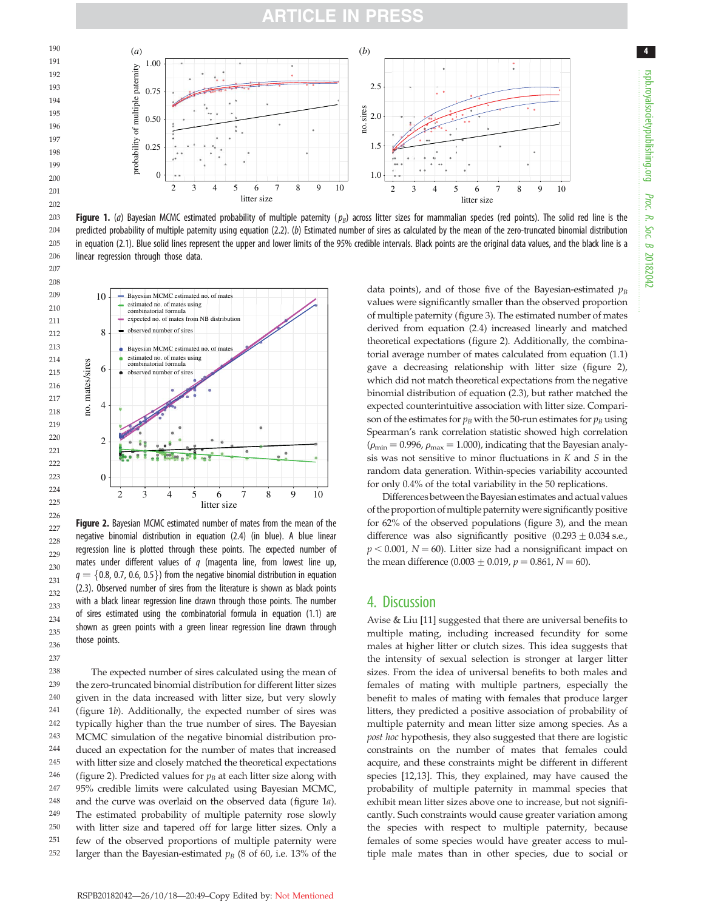Figure 1. (*a*) Bayesian MCMC estimated probability of multiple paternity ($p_B$) across litter sizes for mammalian species (red points). The solid red line is the predicted probability of multiple paternity using equation (2.2). (*b*) Estimated number of sires as calculated by the mean of the zero-truncated binomial distribution in equation (2.1). Blue solid lines represent the upper and lower limits of the 95% credible intervals. Black points are the original data values, and the black line is a linear regression through those data.

Figure 2. Bayesian MCMC estimated number of mates from the mean of the negative binomial distribution in equation (2.4) (in blue). A blue linear regression line is plotted through these points. The expected number of mates under different values of $q$ (magenta line, from lowest line up, $q = \{0.8, 0.7, 0.6, 0.5\}$) from the negative binomial distribution in equation (2.3). Observed number of sires from the literature is shown as black points with a black linear regression line drawn through those points. The number of sires estimated using the combinatorial formula in equation (1.1) are shown as green points with a green linear regression line drawn through those points.

The expected number of sires calculated using the mean of the zero-truncated binomial distribution for different litter sizes given in the data increased with litter size, but very slowly (figure 1*b*). Additionally, the expected number of sires was typically higher than the true number of sires. The Bayesian MCMC simulation of the negative binomial distribution produced an expectation for the number of mates that increased with litter size and closely matched the theoretical expectations (figure 2). Predicted values for $p_B$ at each litter size along with 95% credible limits were calculated using Bayesian MCMC, and the curve was overlaid on the observed data (figure 1*a*). The estimated probability of multiple paternity rose slowly with litter size and tapered off for large litter sizes. Only a few of the observed proportions of multiple paternity were larger than the Bayesian-estimated $p_B$ (8 of 60, i.e. 13% of the data points), and of those five of the Bayesian-estimated $p_B$ values were significantly smaller than the observed proportion of multiple paternity (figure 3). The estimated number of mates derived from equation (2.4) increased linearly and matched theoretical expectations (figure 2). Additionally, the combinatorial average number of mates calculated from equation (1.1) gave a decreasing relationship with litter size (figure 2), which did not match theoretical expectations from the negative binomial distribution of equation (2.3), but rather matched the expected counterintuitive association with litter size. Comparison of the estimates for $p_B$ with the 50-run estimates for $p_B$ using Spearman's rank correlation statistic showed high correlation ($\rho_{min} = 0.996$, $\rho_{max} = 1.000$), indicating that the Bayesian analysis was not sensitive to minor fluctuations in $K$ and $S$ in the random data generation. Within-species variability accounted for only 0.4% of the total variability in the 50 replications.

Differences between the Bayesian estimates and actual values of the proportion of multiple paternity were significantly positive for 62% of the observed populations (figure 3), and the mean difference was also significantly positive ($0.293 \pm 0.034$ s.e., $p < 0.001$, $N = 60$). Litter size had a nonsignificant impact on the mean difference ($0.003 \pm 0.019$, $p = 0.861$, $N = 60$).

## 4. Discussion

Avise & Liu [11] suggested that there are universal benefits to multiple mating, including increased fecundity for some males at higher litter or clutch sizes. This idea suggests that the intensity of sexual selection is stronger at larger litter sizes. From the idea of universal benefits to both males and females of mating with multiple partners, especially the benefit to males of mating with females that produce larger litters, they predicted a positive association of probability of multiple paternity and mean litter size among species. As a *post hoc* hypothesis, they also suggested that there are logistic constraints on the number of mates that females could acquire, and these constraints might be different in different species [12,13]. This, they explained, may have caused the probability of multiple paternity in mammal species that exhibit mean litter sizes above one to increase, but not significantly. Such constraints would cause greater variation among the species with respect to multiple paternity, because females of some species would have greater access to multiple male mates than in other species, due to social or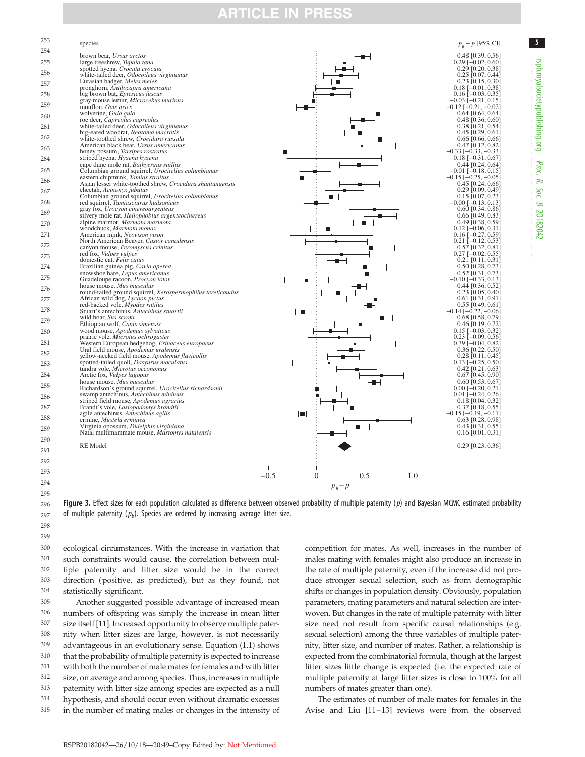| species | $p_B - p$ [95% CI] |
|---|---|
| brown bear, *Ursus arctos* | 0.48 [0.39, 0.56] |
| large treeshrew, *Tupaia tana* | 0.29 [−0.02, 0.60] |
| spotted hyena, *Crocuta crocuta* | 0.29 [0.20, 0.38] |
| white-tailed deer, *Odocoileus virginianus* | 0.25 [0.07, 0.44] |
| Eurasian badger, *Meles meles* | 0.23 [0.15, 0.30] |
| pronghorn, *Antilocapra americana* | 0.18 [−0.01, 0.38] |
| big brown bat, *Eptesicus fuscus* | 0.16 [−0.03, 0.35] |
| gray mouse lemur, *Microcebus murinus* | −0.03 [−0.21, 0.15] |
| mouflon, *Ovis aries* | −0.12 [−0.21, −0.02] |
| wolverine, *Gulo gulo* | 0.64 [0.64, 0.64] |
| roe deer, *Capreolus capreolus* | 0.48 [0.36, 0.60] |
| white-tailed deer, *Odocoileus virginianus* | 0.38 [0.21, 0.54] |
| big-eared woodrat, *Neotoma macrotis* | 0.45 [0.29, 0.61] |
| white-toothed shrew, *Crocidura russula* | 0.66 [0.66, 0.66] |
| American black bear, *Ursus americanus* | 0.47 [0.12, 0.82] |
| honey possum, *Tarsipes rostratus* | −0.33 [−0.33, −0.33] |
| striped hyena, *Hyaena hyaena* | 0.18 [−0.31, 0.67] |
| cape dune mole rat, *Bathyergus suillus* | 0.44 [0.24, 0.64] |
| Columbian ground squirrel, *Urocitellus columbianus* | −0.01 [−0.18, 0.15] |
| eastern chipmunk, *Tamias straitus* | −0.15 [−0.25, −0.05] |
| Asian lesser white-toothed shrew, *Crocidura shantungensis* | 0.45 [0.24, 0.66] |
| cheetah, *Acinonyx jubatus* | 0.29 [0.09, 0.49] |
| Columbian ground squirrel, *Urocitellus columbianus* | 0.15 [0.07, 0.23] |
| red squirrel, *Tamiasciurus hudsonicus* | −0.00 [−0.13, 0.13] |
| gray fox, *Urocyon cinereoargenteus* | 0.60 [0.34, 0.86] |
| silvery mole rat, *Heliophobius argenteocinereus* | 0.66 [0.49, 0.83] |
| alpine marmot, *Marmota marmota* | 0.49 [0.38, 0.59] |
| woodchuck, *Marmota monax* | 0.12 [−0.06, 0.31] |
| American mink, *Neovison vison* | 0.16 [−0.27, 0.59] |
| North American Beaver, *Castor canadensis* | 0.21 [−0.12, 0.53] |
| canyon mouse, *Peromyscus crinitus* | 0.57 [0.32, 0.81] |
| red fox, *Vulpes vulpes* | 0.27 [−0.02, 0.55] |
| domestic cat, *Felis catus* | 0.21 [0.11, 0.31] |
| Brazilian guinea pig, *Cavia aperea* | 0.50 [0.28, 0.73] |
| snowshoe hare, *Lepus americanus* | 0.52 [0.31, 0.73] |
| Guadeloupe racoon, *Procyon lotor* | −0.10 [−0.33, 0.13] |
| house mouse, *Mus musculus* | 0.44 [0.36, 0.52] |
| round-tailed ground squirrel, *Xerospermophilus tereticaudus* | 0.23 [0.05, 0.40] |
| African wild dog, *Lycaon pictus* | 0.61 [0.31, 0.91] |
| red-backed vole, *Myodes rutilus* | 0.55 [0.49, 0.61] |
| Stuart's antechinus, *Antechinus stuartii* | −0.14 [−0.22, −0.06] |
| wild boar, *Sus scrofa* | 0.68 [0.58, 0.79] |
| Ethiopian wolf, *Canis simensis* | 0.46 [0.19, 0.72] |
| wood mouse, *Apodemus sylvaticus* | 0.15 [−0.03, 0.32] |
| prairie vole, *Microtus ochrogaster* | 0.23 [−0.09, 0.56] |
| Western European hedgehog, *Erinaceus europaeus* | 0.39 [−0.04, 0.82] |
| Ural field mouse, *Apodemus uralensis* | 0.36 [0.22, 0.50] |
| yellow-necked field mouse, *Apodemus flavicollis* | 0.28 [0.11, 0.45] |
| spotted-tailed quoll, *Dasyurus maculatus* | 0.13 [−0.25, 0.50] |
| tundra vole, *Microtus oeconomus* | 0.42 [0.21, 0.63] |
| Arctic fox, *Vulpes lagopus* | 0.67 [0.45, 0.90] |
| house mouse, *Mus musculus* | 0.60 [0.53, 0.67] |
| Richardson's ground squirrel, *Urocitellus richardsonii* | 0.00 [−0.20, 0.21] |
| swamp antechinus, *Antechinus minimus* | 0.01 [−0.24, 0.26] |
| striped field mouse, *Apodemus agrarius* | 0.18 [0.04, 0.32] |
| Brandt's vole, *Lasiopodomys brandtii* | 0.37 [0.18, 0.55] |
| agile antechinus, *Antechinus agilis* | −0.15 [−0.19, −0.11] |
| ermine, *Mustela erminea* | 0.63 [0.28, 0.98] |
| Virginia opossum, *Didelphis virginiana* | 0.43 [0.31, 0.55] |
| Natal multimammate mouse, *Mastomys natalensis* | 0.16 [0.01, 0.31] |
| RE Model | 0.29 [0.23, 0.36] |

**Figure 3.** Effect sizes for each population calculated as difference between observed probability of multiple paternity ($p$) and Bayesian MCMC estimated probability of multiple paternity ($p_B$). Species are ordered by increasing average litter size.

ecological circumstances. With the increase in variation that such constraints would cause, the correlation between multiple paternity and litter size would be in the correct direction (positive, as predicted), but as they found, not statistically significant.

Another suggested possible advantage of increased mean numbers of offspring was simply the increase in mean litter size itself [11]. Increased opportunity to observe multiple paternity when litter sizes are large, however, is not necessarily advantageous in an evolutionary sense. Equation (1.1) shows that the probability of multiple paternity is expected to increase with both the number of male mates for females and with litter size, on average and among species. Thus, increases in multiple paternity with litter size among species are expected as a null hypothesis, and should occur even without dramatic excesses in the number of mating males or changes in the intensity of competition for mates. As well, increases in the number of males mating with females might also produce an increase in the rate of multiple paternity, even if the increase did not produce stronger sexual selection, such as from demographic shifts or changes in population density. Obviously, population parameters, mating parameters and natural selection are interwoven. But changes in the rate of multiple paternity with litter size need not result from specific causal relationships (e.g. sexual selection) among the three variables of multiple paternity, litter size, and number of mates. Rather, a relationship is expected from the combinatorial formula, though at the largest litter sizes little change is expected (i.e. the expected rate of multiple paternity at large litter sizes is close to 100% for all numbers of mates greater than one).

The estimates of number of male mates for females in the Avise and Liu [11–13] reviews were from the observed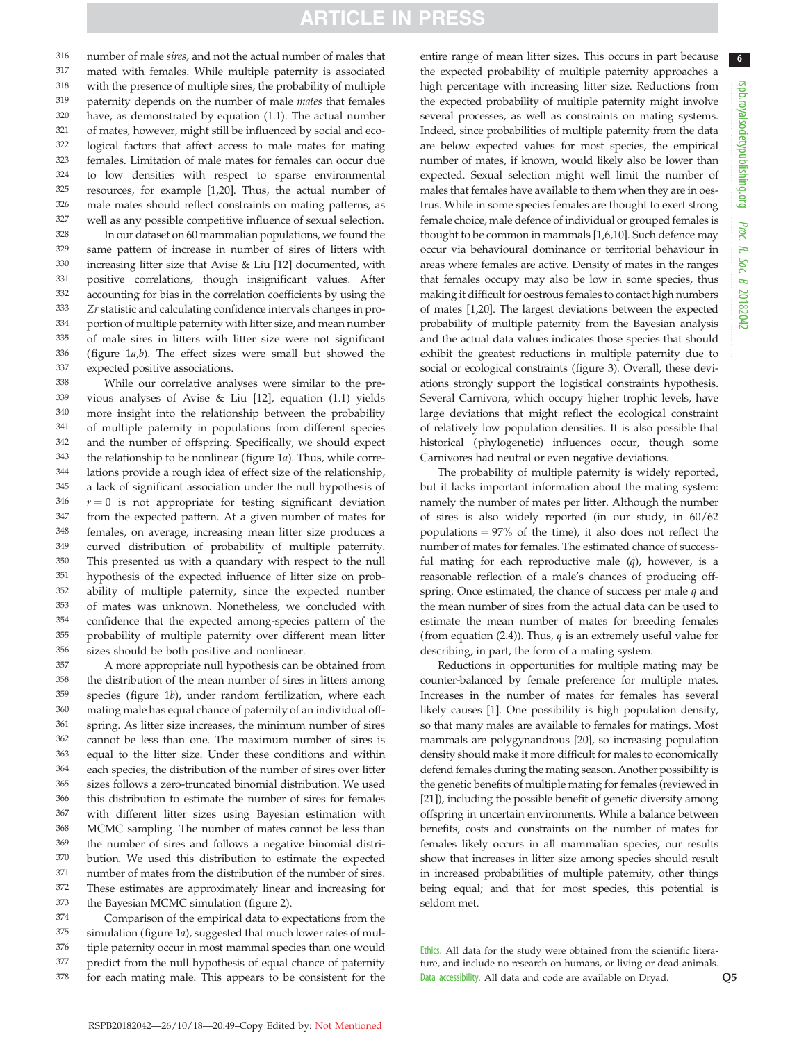number of male *sires*, and not the actual number of males that mated with females. While multiple paternity is associated with the presence of multiple sires, the probability of multiple paternity depends on the number of male *mates* that females have, as demonstrated by equation (1.1). The actual number of mates, however, might still be influenced by social and ecological factors that affect access to male mates for mating females. Limitation of male mates for females can occur due to low densities with respect to sparse environmental resources, for example [1,20]. Thus, the actual number of male mates should reflect constraints on mating patterns, as well as any possible competitive influence of sexual selection.

In our dataset on 60 mammalian populations, we found the same pattern of increase in number of sires of litters with increasing litter size that Avise & Liu [12] documented, with positive correlations, though insignificant values. After accounting for bias in the correlation coefficients by using the $Zr$ statistic and calculating confidence intervals changes in proportion of multiple paternity with litter size, and mean number of male sires in litters with litter size were not significant (figure 1*a*,*b*). The effect sizes were small but showed the expected positive associations.

While our correlative analyses were similar to the previous analyses of Avise & Liu [12], equation (1.1) yields more insight into the relationship between the probability of multiple paternity in populations from different species and the number of offspring. Specifically, we should expect the relationship to be nonlinear (figure 1*a*). Thus, while correlations provide a rough idea of effect size of the relationship, a lack of significant association under the null hypothesis of $r = 0$ is not appropriate for testing significant deviation from the expected pattern. At a given number of mates for females, on average, increasing mean litter size produces a curved distribution of probability of multiple paternity. This presented us with a quandary with respect to the null hypothesis of the expected influence of litter size on probability of multiple paternity, since the expected number of mates was unknown. Nonetheless, we concluded with confidence that the expected among-species pattern of the probability of multiple paternity over different mean litter sizes should be both positive and nonlinear.

A more appropriate null hypothesis can be obtained from the distribution of the mean number of sires in litters among species (figure 1*b*), under random fertilization, where each mating male has equal chance of paternity of an individual offspring. As litter size increases, the minimum number of sires cannot be less than one. The maximum number of sires is equal to the litter size. Under these conditions and within each species, the distribution of the number of sires over litter sizes follows a zero-truncated binomial distribution. We used this distribution to estimate the number of sires for females with different litter sizes using Bayesian estimation with MCMC sampling. The number of mates cannot be less than the number of sires and follows a negative binomial distribution. We used this distribution to estimate the expected number of mates from the distribution of the number of sires. These estimates are approximately linear and increasing for the Bayesian MCMC simulation (figure 2).

Comparison of the empirical data to expectations from the simulation (figure 1*a*), suggested that much lower rates of multiple paternity occur in most mammal species than one would predict from the null hypothesis of equal chance of paternity for each mating male. This appears to be consistent for the entire range of mean litter sizes. This occurs in part because the expected probability of multiple paternity approaches a high percentage with increasing litter size. Reductions from the expected probability of multiple paternity might involve several processes, as well as constraints on mating systems. Indeed, since probabilities of multiple paternity from the data are below expected values for most species, the empirical number of mates, if known, would likely also be lower than expected. Sexual selection might well limit the number of males that females have available to them when they are in oestrus. While in some species females are thought to exert strong female choice, male defence of individual or grouped females is thought to be common in mammals [1,6,10]. Such defence may occur via behavioural dominance or territorial behaviour in areas where females are active. Density of mates in the ranges that females occupy may also be low in some species, thus making it difficult for oestrous females to contact high numbers of mates [1,20]. The largest deviations between the expected probability of multiple paternity from the Bayesian analysis and the actual data values indicates those species that should exhibit the greatest reductions in multiple paternity due to social or ecological constraints (figure 3). Overall, these deviations strongly support the logistical constraints hypothesis. Several Carnivora, which occupy higher trophic levels, have large deviations that might reflect the ecological constraint of relatively low population densities. It is also possible that historical (phylogenetic) influences occur, though some Carnivores had neutral or even negative deviations.

The probability of multiple paternity is widely reported, but it lacks important information about the mating system: namely the number of mates per litter. Although the number of sires is also widely reported (in our study, in 60/62 populations = 97% of the time), it also does not reflect the number of mates for females. The estimated chance of successful mating for each reproductive male ($q$), however, is a reasonable reflection of a male's chances of producing offspring. Once estimated, the chance of success per male $q$ and the mean number of sires from the actual data can be used to estimate the mean number of mates for breeding females (from equation (2.4)). Thus, $q$ is an extremely useful value for describing, in part, the form of a mating system.

Reductions in opportunities for multiple mating may be counter-balanced by female preference for multiple mates. Increases in the number of mates for females has several likely causes [1]. One possibility is high population density, so that many males are available to females for matings. Most mammals are polygynandrous [20], so increasing population density should make it more difficult for males to economically defend females during the mating season. Another possibility is the genetic benefits of multiple mating for females (reviewed in [21]), including the possible benefit of genetic diversity among offspring in uncertain environments. While a balance between benefits, costs and constraints on the number of mates for females likely occurs in all mammalian species, our results show that increases in litter size among species should result in increased probabilities of multiple paternity, other things being equal; and that for most species, this potential is seldom met.

Ethics. All data for the study were obtained from the scientific literature, and include no research on humans, or living or dead animals.

Data accessibility. All data and code are available on Dryad.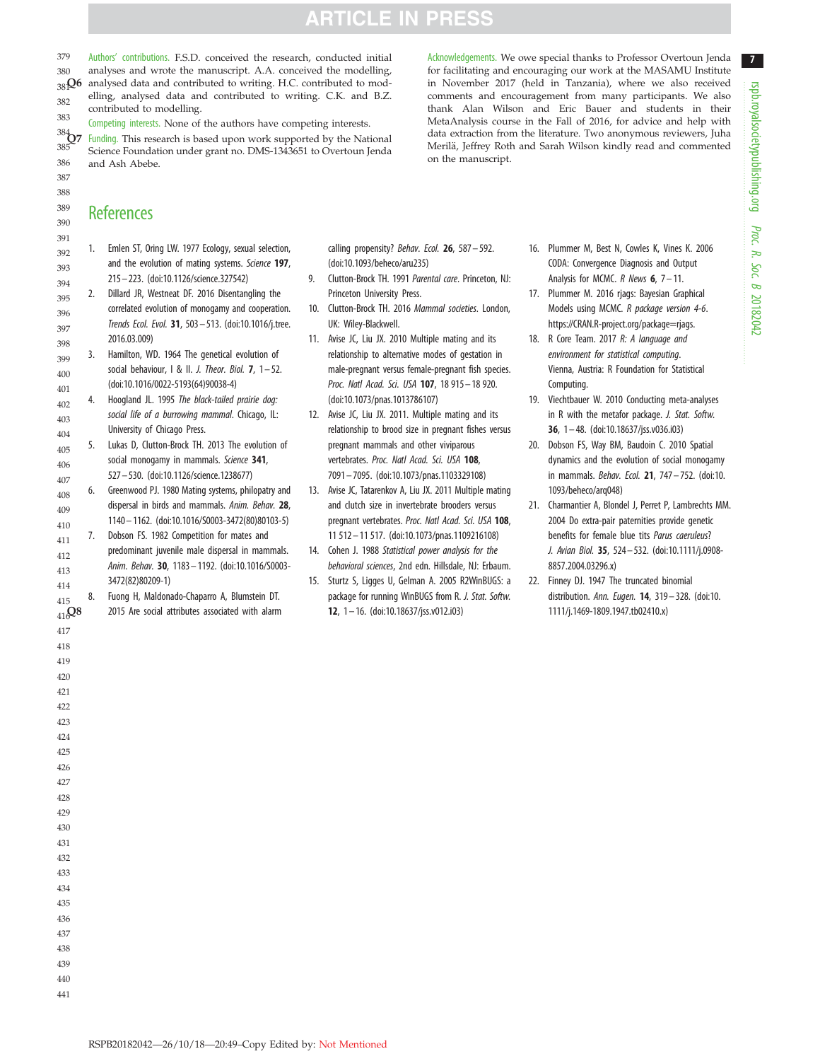Authors' contributions. F.S.D. conceived the research, conducted initial analyses and wrote the manuscript. A.A. conceived the modelling, analysed data and contributed to writing. H.C. contributed to modelling, analysed data and contributed to writing. C.K. and B.Z. contributed to modelling.

Competing interests. None of the authors have competing interests.

Funding. This research is based upon work supported by the National Science Foundation under grant no. DMS-1343651 to Overtoun Jenda and Ash Abebe.

Acknowledgements. We owe special thanks to Professor Overtoun Jenda for facilitating and encouraging our work at the MASAMU Institute in November 2017 (held in Tanzania), where we also received comments and encouragement from many participants. We also thank Alan Wilson and Eric Bauer and students in their MetaAnalysis course in the Fall of 2016, for advice and help with data extraction from the literature. Two anonymous reviewers, Juha Merilä, Jeffrey Roth and Sarah Wilson kindly read and commented on the manuscript.

## References

1. Emlen ST, Oring LW. 1977 Ecology, sexual selection, and the evolution of mating systems. *Science* **197**, 215–223. (doi:10.1126/science.327542)
2. Dillard JR, Westneat DF. 2016 Disentangling the correlated evolution of monogamy and cooperation. *Trends Ecol. Evol.* **31**, 503–513. (doi:10.1016/j.tree.2016.03.009)
3. Hamilton, WD. 1964 The genetical evolution of social behaviour, I & II. *J. Theor. Biol.* **7**, 1–52. (doi:10.1016/0022-5193(64)90038-4)
4. Hoogland JL. 1995 *The black-tailed prairie dog: social life of a burrowing mammal*. Chicago, IL: University of Chicago Press.
5. Lukas D, Clutton-Brock TH. 2013 The evolution of social monogamy in mammals. *Science* **341**, 527–530. (doi:10.1126/science.1238677)
6. Greenwood PJ. 1980 Mating systems, philopatry and dispersal in birds and mammals. *Anim. Behav.* **28**, 1140–1162. (doi:10.1016/S0003-3472(80)80103-5)
7. Dobson FS. 1982 Competition for mates and predominant juvenile male dispersal in mammals. *Anim. Behav.* **30**, 1183–1192. (doi:10.1016/S0003-3472(82)80209-1)
8. Fuong H, Maldonado-Chaparro A, Blumstein DT. 2015 Are social attributes associated with alarm calling propensity? *Behav. Ecol.* **26**, 587–592. (doi:10.1093/beheco/aru235)
9. Clutton-Brock TH. 1991 *Parental care*. Princeton, NJ: Princeton University Press.
10. Clutton-Brock TH. 2016 *Mammal societies*. London, UK: Wiley-Blackwell.
11. Avise JC, Liu JX. 2010 Multiple mating and its relationship to alternative modes of gestation in male-pregnant versus female-pregnant fish species. *Proc. Natl Acad. Sci. USA* **107**, 18 915–18 920. (doi:10.1073/pnas.1013786107)
12. Avise JC, Liu JX. 2011. Multiple mating and its relationship to brood size in pregnant fishes versus pregnant mammals and other viviparous vertebrates. *Proc. Natl Acad. Sci. USA* **108**, 7091–7095. (doi:10.1073/pnas.1103329108)
13. Avise JC, Tatarenkov A, Liu JX. 2011 Multiple mating and clutch size in invertebrate brooders versus pregnant vertebrates. *Proc. Natl Acad. Sci. USA* **108**, 11 512–11 517. (doi:10.1073/pnas.1109216108)
14. Cohen J. 1988 *Statistical power analysis for the behavioral sciences*, 2nd edn. Hillsdale, NJ: Erbaum.
15. Sturtz S, Ligges U, Gelman A. 2005 R2WinBUGS: a package for running WinBUGS from R. *J. Stat. Softw.* **12**, 1–16. (doi:10.18637/jss.v012.i03)
16. Plummer M, Best N, Cowles K, Vines K. 2006 CODA: Convergence Diagnosis and Output Analysis for MCMC. *R News* **6**, 7–11.
17. Plummer M. 2016 rjags: Bayesian Graphical Models using MCMC. *R package version 4-6*. https://CRAN.R-project.org/package=rjags.
18. R Core Team. 2017 *R: A language and environment for statistical computing*. Vienna, Austria: R Foundation for Statistical Computing.
19. Viechtbauer W. 2010 Conducting meta-analyses in R with the metafor package. *J. Stat. Softw.* **36**, 1–48. (doi:10.18637/jss.v036.i03)
20. Dobson FS, Way BM, Baudoin C. 2010 Spatial dynamics and the evolution of social monogamy in mammals. *Behav. Ecol.* **21**, 747–752. (doi:10.1093/beheco/arq048)
21. Charmantier A, Blondel J, Perret P, Lambrechts MM. 2004 Do extra-pair paternities provide genetic benefits for female blue tits *Parus caeruleus*? *J. Avian Biol.* **35**, 524–532. (doi:10.1111/j.0908-8857.2004.03296.x)
22. Finney DJ. 1947 The truncated binomial distribution. *Ann. Eugen.* **14**, 319–328. (doi:10.1111/j.1469-1809.1947.tb02410.x)